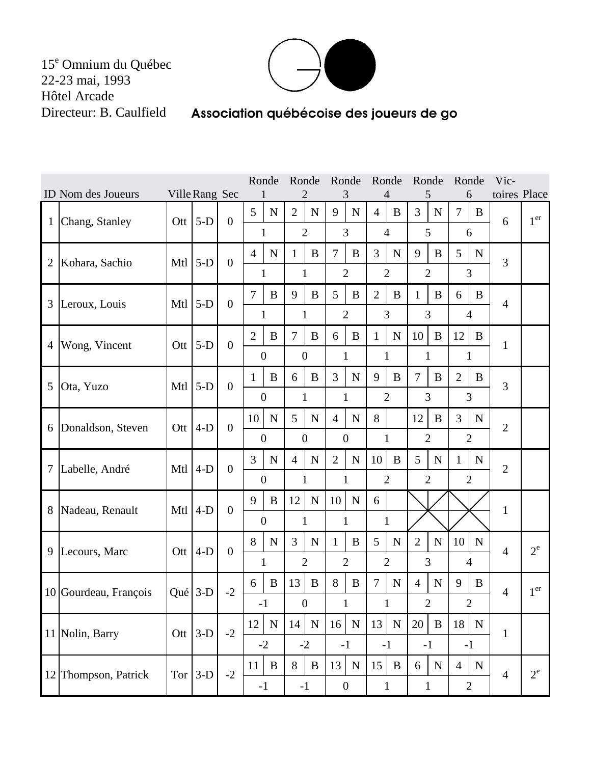15e Omnium du Québec
22-23 mai, 1993
Hôtel Arcade
Directeur: B. Caulfield

**Association québécoise des joueurs de go**

| ID | Nom des Joueurs | Ville | Rang | Sec | Ronde 1 | | Ronde 2 | | Ronde 3 | | Ronde 4 | | Ronde 5 | | Ronde 6 | | Vic-toires | Place |
|---|---|---|---|---|---|---|---|---|---|---|---|---|---|---|---|---|---|---|
| 1 | Chang, Stanley | Ott | 5-D | 0 | 5 | N | 2 | N | 9 | N | 4 | B | 3 | N | 7 | B | 6 | 1er |
| | | | | | 1 | | 2 | | 3 | | 4 | | 5 | | 6 | | | |
| 2 | Kohara, Sachio | Mtl | 5-D | 0 | 4 | N | 1 | B | 7 | B | 3 | N | 9 | B | 5 | N | 3 | |
| | | | | | 1 | | 1 | | 2 | | 2 | | 2 | | 3 | | | |
| 3 | Leroux, Louis | Mtl | 5-D | 0 | 7 | B | 9 | B | 5 | B | 2 | B | 1 | B | 6 | B | 4 | |
| | | | | | 1 | | 1 | | 2 | | 3 | | 3 | | 4 | | | |
| 4 | Wong, Vincent | Ott | 5-D | 0 | 2 | B | 7 | B | 6 | B | 1 | N | 10 | B | 12 | B | 1 | |
| | | | | | 0 | | 0 | | 1 | | 1 | | 1 | | 1 | | | |
| 5 | Ota, Yuzo | Mtl | 5-D | 0 | 1 | B | 6 | B | 3 | N | 9 | B | 7 | B | 2 | B | 3 | |
| | | | | | 0 | | 1 | | 1 | | 2 | | 3 | | 3 | | | |
| 6 | Donaldson, Steven | Ott | 4-D | 0 | 10 | N | 5 | N | 4 | N | 8 | | 12 | B | 3 | N | 2 | |
| | | | | | 0 | | 0 | | 0 | | 1 | | 2 | | 2 | | | |
| 7 | Labelle, André | Mtl | 4-D | 0 | 3 | N | 4 | N | 2 | N | 10 | B | 5 | N | 1 | N | 2 | |
| | | | | | 0 | | 1 | | 1 | | 2 | | 2 | | 2 | | | |
| 8 | Nadeau, Renault | Mtl | 4-D | 0 | 9 | B | 12 | N | 10 | N | 6 | | X | | X | | 1 | |
| | | | | | 0 | | 1 | | 1 | | 1 | | | | | | | |
| 9 | Lecours, Marc | Ott | 4-D | 0 | 8 | N | 3 | N | 1 | B | 5 | N | 2 | N | 10 | N | 4 | 2e |
| | | | | | 1 | | 2 | | 2 | | 2 | | 3 | | 4 | | | |
| 10 | Gourdeau, François | Qué | 3-D | -2 | 6 | B | 13 | B | 8 | B | 7 | N | 4 | N | 9 | B | 4 | 1er |
| | | | | | -1 | | 0 | | 1 | | 1 | | 2 | | 2 | | | |
| 11 | Nolin, Barry | Ott | 3-D | -2 | 12 | N | 14 | N | 16 | N | 13 | N | 20 | B | 18 | N | 1 | |
| | | | | | -2 | | -2 | | -1 | | -1 | | -1 | | -1 | | | |
| 12 | Thompson, Patrick | Tor | 3-D | -2 | 11 | B | 8 | B | 13 | N | 15 | B | 6 | N | 4 | N | 4 | 2e |
| | | | | | -1 | | -1 | | 0 | | 1 | | 1 | | 2 | | | |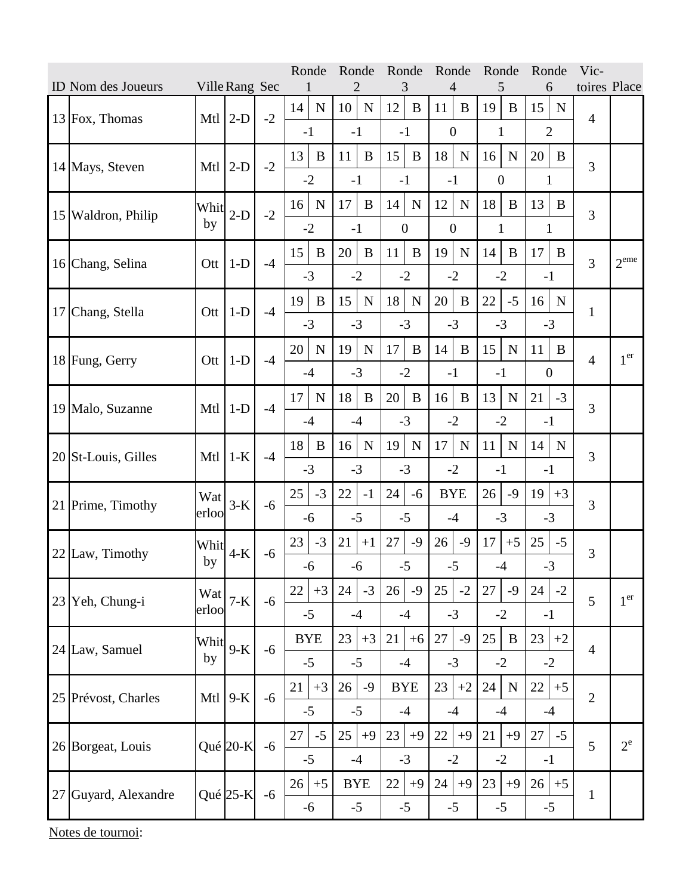| ID | Nom des Joueurs | Ville | Rang | Sec | Ronde 1 | | Ronde 2 | | Ronde 3 | | Ronde 4 | | Ronde 5 | | Ronde 6 | | Victoires | Place |
|---|---|---|---|---|---|---|---|---|---|---|---|---|---|---|---|---|---|---|
| 13 | Fox, Thomas | Mtl | 2-D | -2 | 14 | N | 10 | N | 12 | B | 11 | B | 19 | B | 15 | N | 4 | |
| | | | | | -1 | | -1 | | -1 | | 0 | | 1 | | 2 | | | |
| 14 | Mays, Steven | Mtl | 2-D | -2 | 13 | B | 11 | B | 15 | B | 18 | N | 16 | N | 20 | B | 3 | |
| | | | | | -2 | | -1 | | -1 | | -1 | | 0 | | 1 | | | |
| 15 | Waldron, Philip | Whitby | 2-D | -2 | 16 | N | 17 | B | 14 | N | 12 | N | 18 | B | 13 | B | 3 | |
| | | | | | -2 | | -1 | | 0 | | 0 | | 1 | | 1 | | | |
| 16 | Chang, Selina | Ott | 1-D | -4 | 15 | B | 20 | B | 11 | B | 19 | N | 14 | B | 17 | B | 3 | 2eme |
| | | | | | -3 | | -2 | | -2 | | -2 | | -2 | | -1 | | | |
| 17 | Chang, Stella | Ott | 1-D | -4 | 19 | B | 15 | N | 18 | N | 20 | B | 22 | -5 | 16 | N | 1 | |
| | | | | | -3 | | -3 | | -3 | | -3 | | -3 | | -3 | | | |
| 18 | Fung, Gerry | Ott | 1-D | -4 | 20 | N | 19 | N | 17 | B | 14 | B | 15 | N | 11 | B | 4 | 1er |
| | | | | | -4 | | -3 | | -2 | | -1 | | -1 | | 0 | | | |
| 19 | Malo, Suzanne | Mtl | 1-D | -4 | 17 | N | 18 | B | 20 | B | 16 | B | 13 | N | 21 | -3 | 3 | |
| | | | | | -4 | | -4 | | -3 | | -2 | | -2 | | -1 | | | |
| 20 | St-Louis, Gilles | Mtl | 1-K | -4 | 18 | B | 16 | N | 19 | N | 17 | N | 11 | N | 14 | N | 3 | |
| | | | | | -3 | | -3 | | -3 | | -2 | | -1 | | -1 | | | |
| 21 | Prime, Timothy | Waterloo | 3-K | -6 | 25 | -3 | 22 | -1 | 24 | -6 | BYE | | 26 | -9 | 19 | +3 | 3 | |
| | | | | | -6 | | -5 | | -5 | | -4 | | -3 | | -3 | | | |
| 22 | Law, Timothy | Whitby | 4-K | -6 | 23 | -3 | 21 | +1 | 27 | -9 | 26 | -9 | 17 | +5 | 25 | -5 | 3 | |
| | | | | | -6 | | -6 | | -5 | | -5 | | -4 | | -3 | | | |
| 23 | Yeh, Chung-i | Waterloo | 7-K | -6 | 22 | +3 | 24 | -3 | 26 | -9 | 25 | -2 | 27 | -9 | 24 | -2 | 5 | 1er |
| | | | | | -5 | | -4 | | -4 | | -3 | | -2 | | -1 | | | |
| 24 | Law, Samuel | Whitby | 9-K | -6 | BYE | | 23 | +3 | 21 | +6 | 27 | -9 | 25 | B | 23 | +2 | 4 | |
| | | | | | -5 | | -5 | | -4 | | -3 | | -2 | | -2 | | | |
| 25 | Prévost, Charles | Mtl | 9-K | -6 | 21 | +3 | 26 | -9 | BYE | | 23 | +2 | 24 | N | 22 | +5 | 2 | |
| | | | | | -5 | | -5 | | -4 | | -4 | | -4 | | -4 | | | |
| 26 | Borgeat, Louis | Qué | 20-K | -6 | 27 | -5 | 25 | +9 | 23 | +9 | 22 | +9 | 21 | +9 | 27 | -5 | 5 | 2e |
| | | | | | -5 | | -4 | | -3 | | -2 | | -2 | | -1 | | | |
| 27 | Guyard, Alexandre | Qué | 25-K | -6 | 26 | +5 | BYE | | 22 | +9 | 24 | +9 | 23 | +9 | 26 | +5 | 1 | |
| | | | | | -6 | | -5 | | -5 | | -5 | | -5 | | -5 | | | |

Notes de tournoi: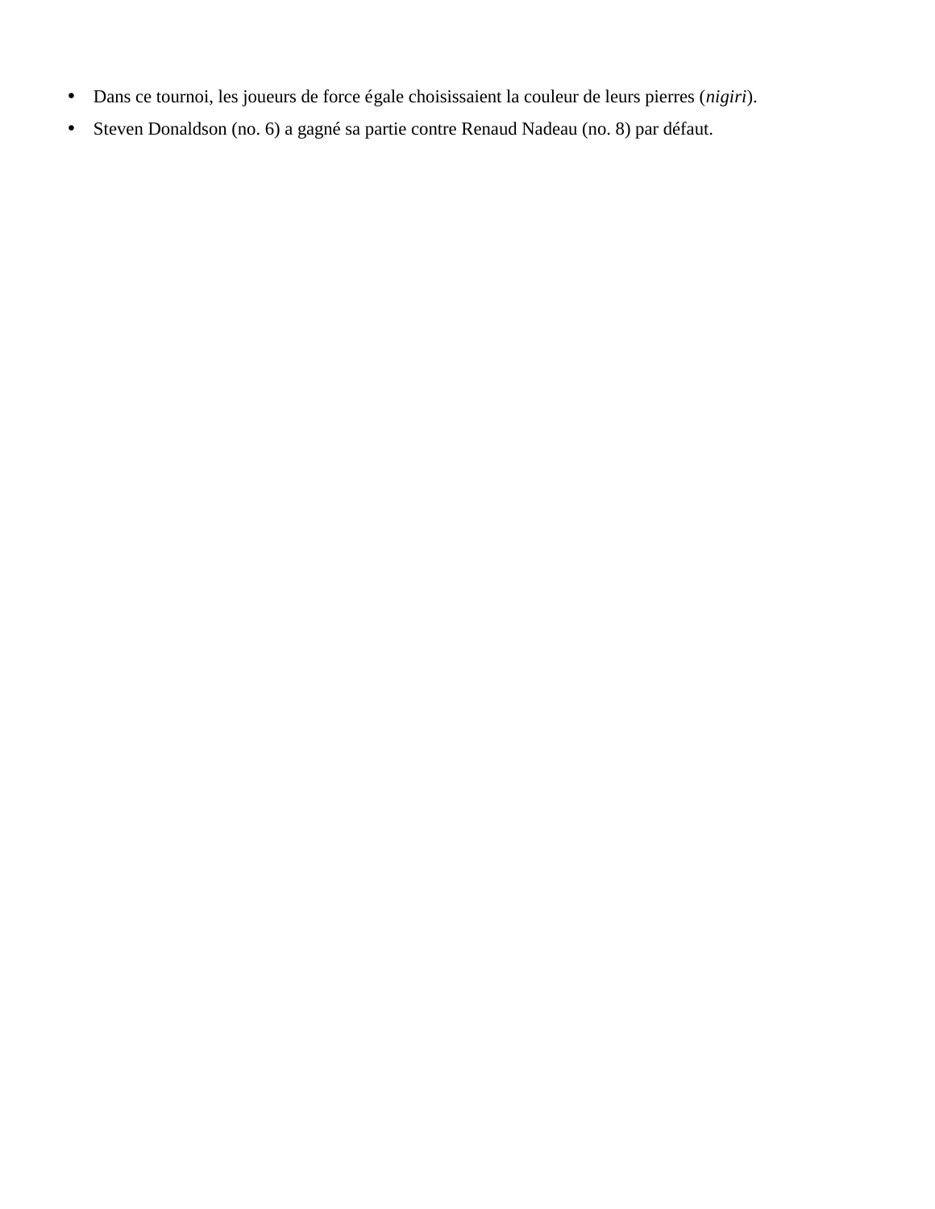- Dans ce tournoi, les joueurs de force égale choisissaient la couleur de leurs pierres (*nigiri*).
- Steven Donaldson (no. 6) a gagné sa partie contre Renaud Nadeau (no. 8) par défaut.